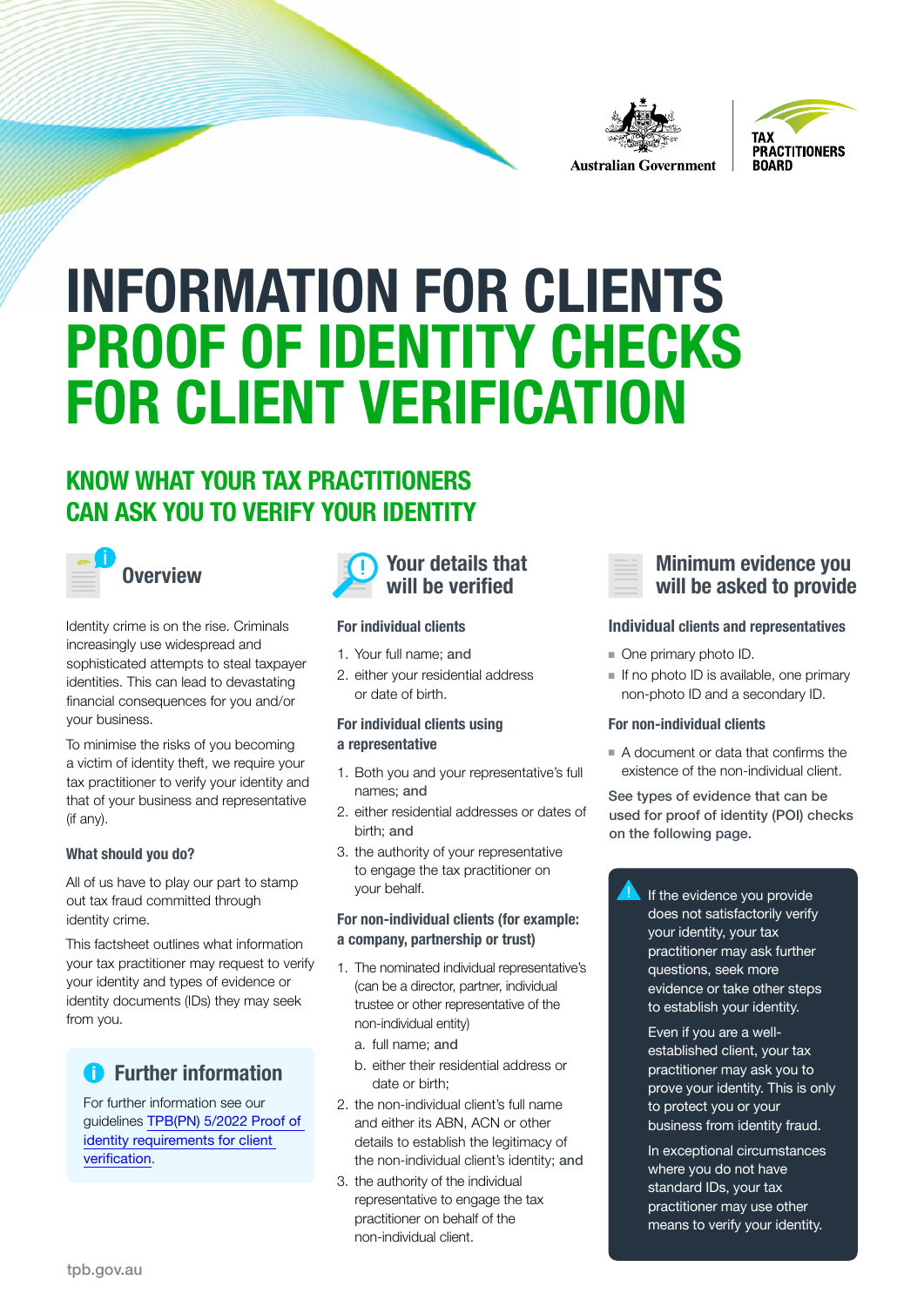Australian Government | TAX PRACTITIONERS BOARD

# INFORMATION FOR CLIENTS
# PROOF OF IDENTITY CHECKS FOR CLIENT VERIFICATION

## KNOW WHAT YOUR TAX PRACTITIONERS CAN ASK YOU TO VERIFY YOUR IDENTITY

### Overview

Identity crime is on the rise. Criminals increasingly use widespread and sophisticated attempts to steal taxpayer identities. This can lead to devastating financial consequences for you and/or your business.

To minimise the risks of you becoming a victim of identity theft, we require your tax practitioner to verify your identity and that of your business and representative (if any).

#### What should you do?

All of us have to play our part to stamp out tax fraud committed through identity crime.

This factsheet outlines what information your tax practitioner may request to verify your identity and types of evidence or identity documents (IDs) they may seek from you.

#### Further information

For further information see our guidelines TPB(PN) 5/2022 Proof of identity requirements for client verification.

### Your details that will be verified

#### For individual clients

1. Your full name; **and**
2. either your residential address or date of birth.

#### For individual clients using a representative

1. Both you and your representative's full names; **and**
2. either residential addresses or dates of birth; **and**
3. the authority of your representative to engage the tax practitioner on your behalf.

#### For non-individual clients (for example: a company, partnership or trust)

1. The nominated individual representative's (can be a director, partner, individual trustee or other representative of the non-individual entity)
   a. full name; **and**
   b. either their residential address or date or birth;
2. the non-individual client's full name and either its ABN, ACN or other details to establish the legitimacy of the non-individual client's identity; **and**
3. the authority of the individual representative to engage the tax practitioner on behalf of the non-individual client.

### Minimum evidence you will be asked to provide

#### Individual clients and representatives

- One primary photo ID.
- If no photo ID is available, one primary non-photo ID and a secondary ID.

#### For non-individual clients

- A document or data that confirms the existence of the non-individual client.

See types of evidence that can be used for proof of identity (POI) checks on the following page.

If the evidence you provide does not satisfactorily verify your identity, your tax practitioner may ask further questions, seek more evidence or take other steps to establish your identity.

Even if you are a well-established client, your tax practitioner may ask you to prove your identity. This is only to protect you or your business from identity fraud.

In exceptional circumstances where you do not have standard IDs, your tax practitioner may use other means to verify your identity.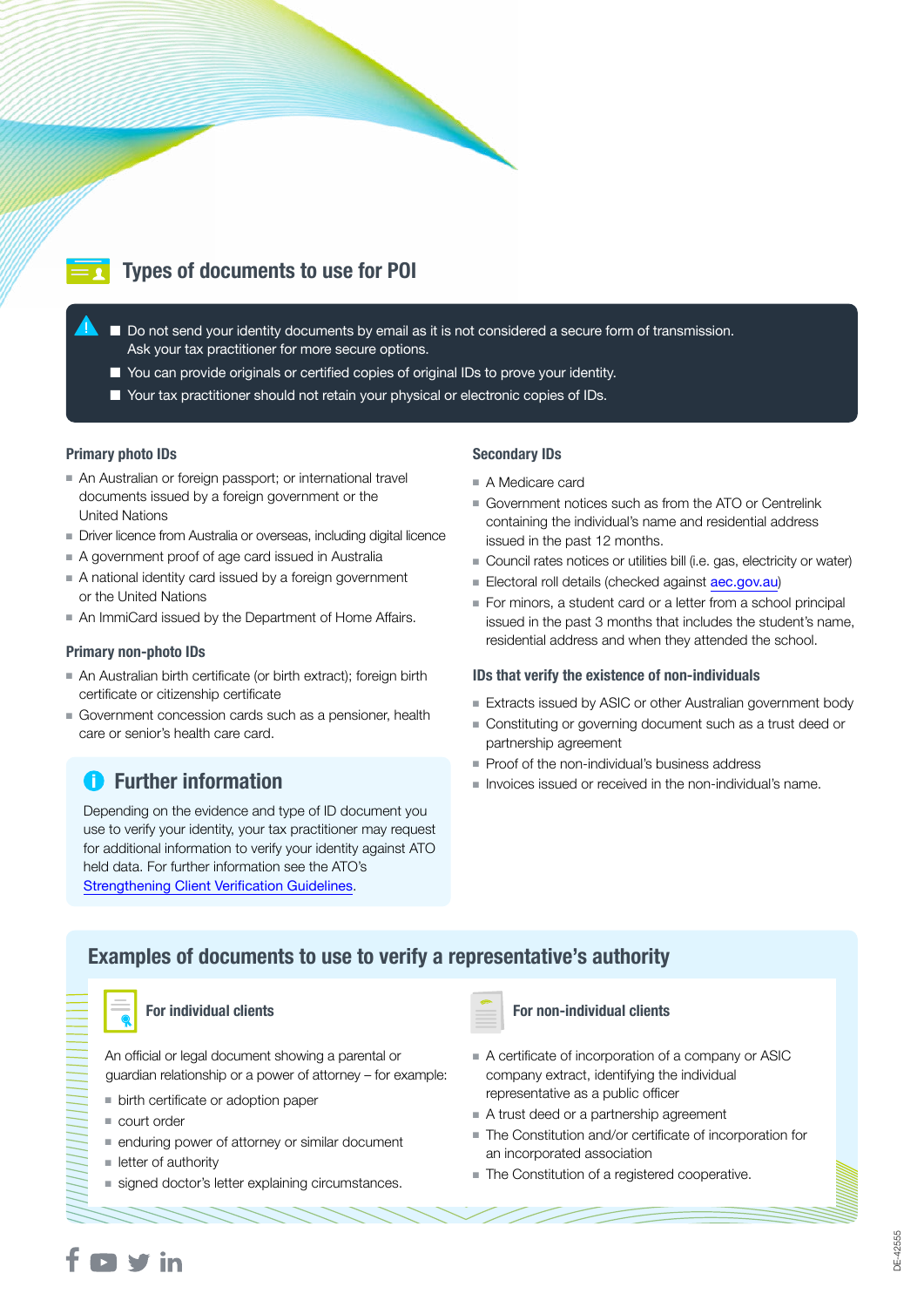## Types of documents to use for POI

- Do not send your identity documents by email as it is not considered a secure form of transmission. Ask your tax practitioner for more secure options.
- You can provide originals or certified copies of original IDs to prove your identity.
- Your tax practitioner should not retain your physical or electronic copies of IDs.

### Primary photo IDs

- An Australian or foreign passport; or international travel documents issued by a foreign government or the United Nations
- Driver licence from Australia or overseas, including digital licence
- A government proof of age card issued in Australia
- A national identity card issued by a foreign government or the United Nations
- An ImmiCard issued by the Department of Home Affairs.

### Primary non-photo IDs

- An Australian birth certificate (or birth extract); foreign birth certificate or citizenship certificate
- Government concession cards such as a pensioner, health care or senior's health care card.

### Further information

Depending on the evidence and type of ID document you use to verify your identity, your tax practitioner may request for additional information to verify your identity against ATO held data. For further information see the ATO's Strengthening Client Verification Guidelines.

### Secondary IDs

- A Medicare card
- Government notices such as from the ATO or Centrelink containing the individual's name and residential address issued in the past 12 months.
- Council rates notices or utilities bill (i.e. gas, electricity or water)
- Electoral roll details (checked against aec.gov.au)
- For minors, a student card or a letter from a school principal issued in the past 3 months that includes the student's name, residential address and when they attended the school.

### IDs that verify the existence of non-individuals

- Extracts issued by ASIC or other Australian government body
- Constituting or governing document such as a trust deed or partnership agreement
- Proof of the non-individual's business address
- Invoices issued or received in the non-individual's name.

## Examples of documents to use to verify a representative's authority

### For individual clients

An official or legal document showing a parental or guardian relationship or a power of attorney – for example:

- birth certificate or adoption paper
- court order
- enduring power of attorney or similar document
- letter of authority
- signed doctor's letter explaining circumstances.

### For non-individual clients

- A certificate of incorporation of a company or ASIC company extract, identifying the individual representative as a public officer
- A trust deed or a partnership agreement
- The Constitution and/or certificate of incorporation for an incorporated association
- The Constitution of a registered cooperative.

DE-42555